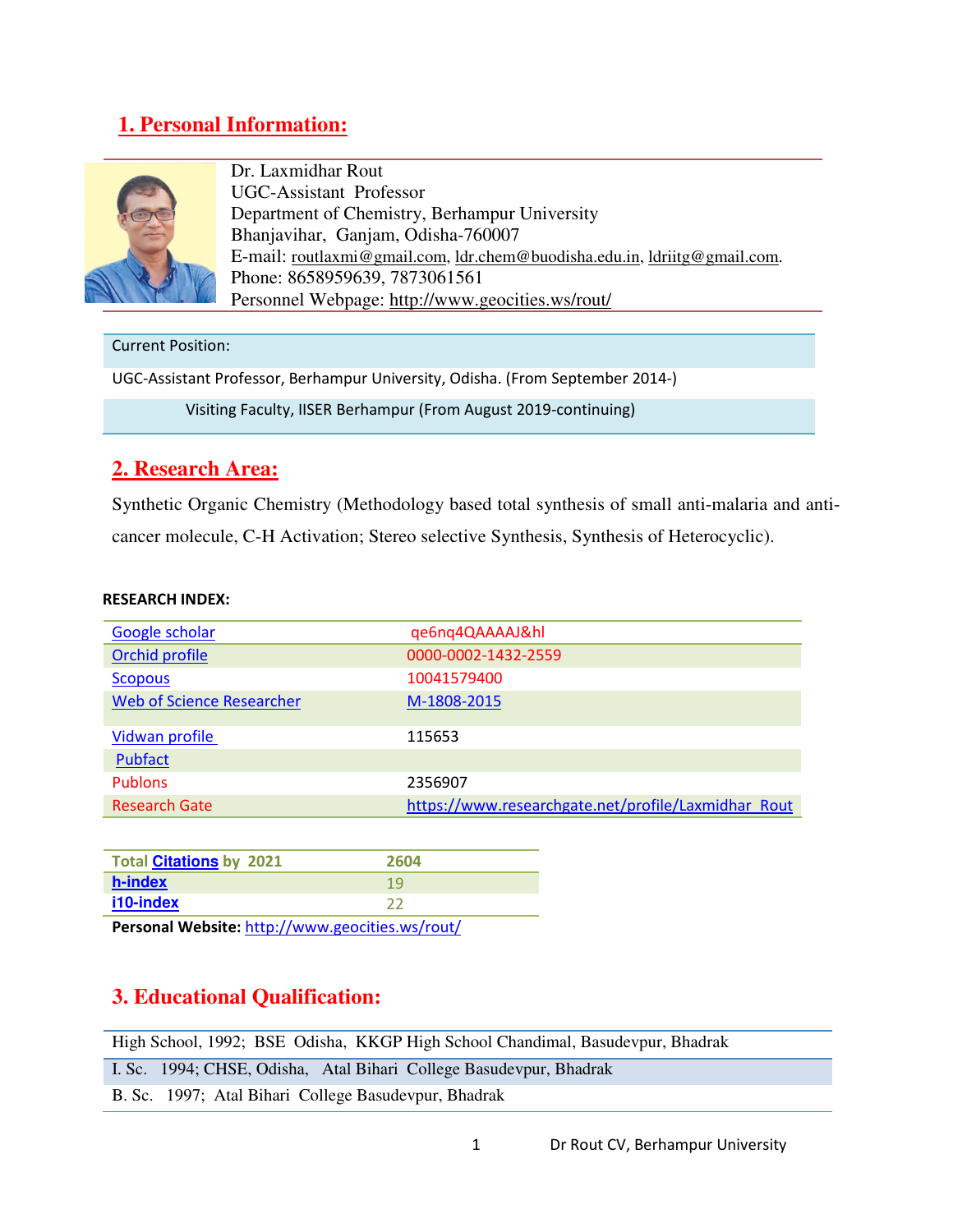## 1. Personal Information:

Dr. Laxmidhar Rout
UGC-Assistant Professor
Department of Chemistry, Berhampur University
Bhanjavihar, Ganjam, Odisha-760007
E-mail: routlaxmi@gmail.com, ldr.chem@buodisha.edu.in, ldriitg@gmail.com.
Phone: 8658959639, 7873061561
Personnel Webpage: http://www.geocities.ws/rout/

| Current Position: |
|---|
| UGC-Assistant Professor, Berhampur University, Odisha. (From September 2014-) |
| Visiting Faculty, IISER Berhampur (From August 2019-continuing) |

## 2. Research Area:

Synthetic Organic Chemistry (Methodology based total synthesis of small anti-malaria and anti-cancer molecule, C-H Activation; Stereo selective Synthesis, Synthesis of Heterocyclic).

**RESEARCH INDEX:**

| | |
|---|---|
| Google scholar | qe6nq4QAAAAJ&hl |
| Orchid profile | 0000-0002-1432-2559 |
| Scopous | 10041579400 |
| Web of Science Researcher | M-1808-2015 |
| Vidwan profile | 115653 |
| Pubfact | |
| Publons | 2356907 |
| Research Gate | https://www.researchgate.net/profile/Laxmidhar_Rout |

| Total Citations by 2021 | 2604 |
|---|---|
| h-index | 19 |
| i10-index | 22 |

**Personal Website:** http://www.geocities.ws/rout/

## 3. Educational Qualification:

| | |
|---|---|
| High School, 1992; BSE Odisha, KKGP High School Chandimal, Basudevpur, Bhadrak | |
| I. Sc. 1994; CHSE, Odisha, Atal Bihari College Basudevpur, Bhadrak | |
| B. Sc. 1997; Atal Bihari College Basudevpur, Bhadrak | |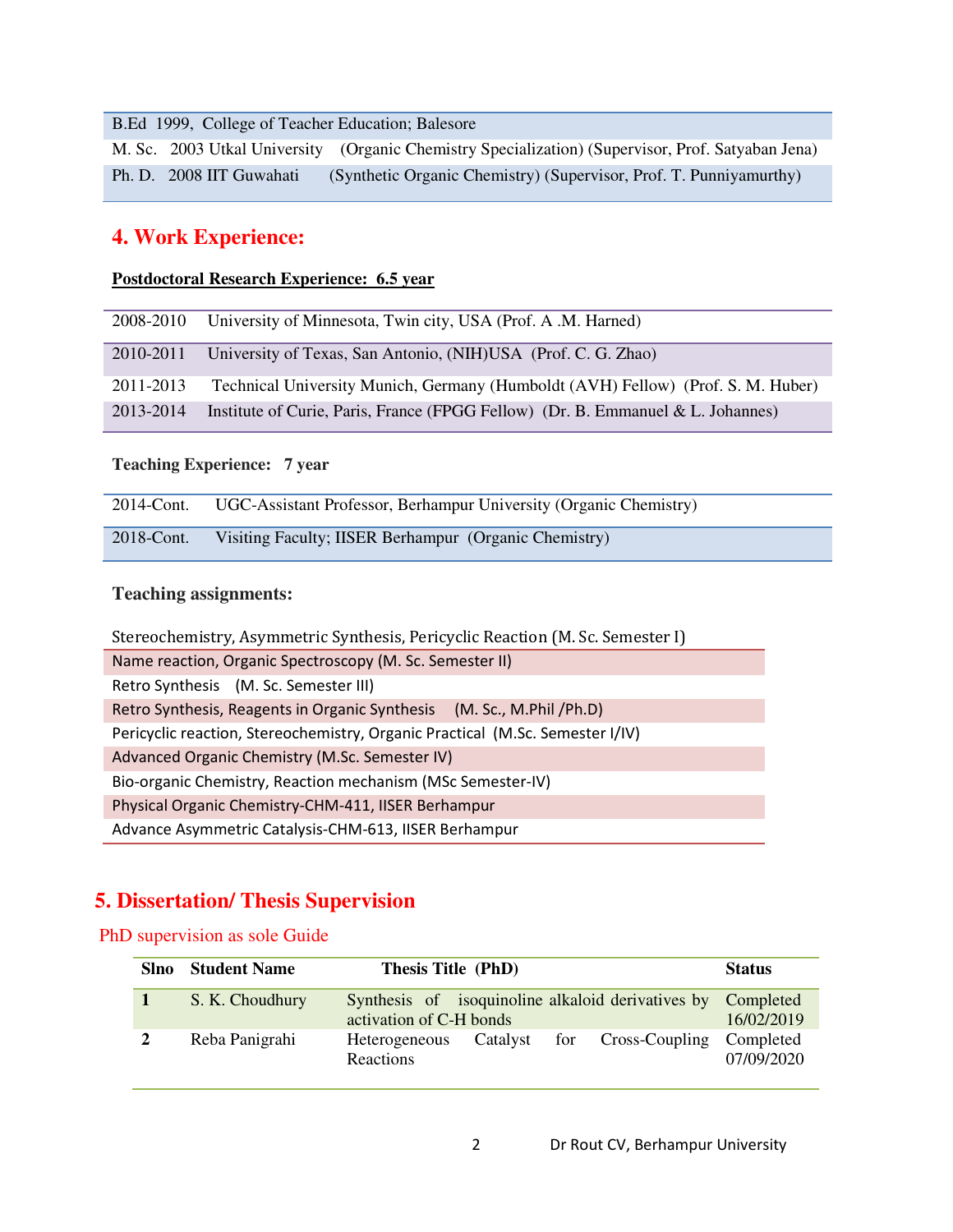| | | |
|---|---|---|
| B.Ed | 1999, College of Teacher Education; Balesore | |
| M. Sc. | 2003 Utkal University | (Organic Chemistry Specialization) (Supervisor, Prof. Satyaban Jena) |
| Ph. D. | 2008 IIT Guwahati | (Synthetic Organic Chemistry) (Supervisor, Prof. T. Punniyamurthy) |

## 4. Work Experience:

**Postdoctoral Research Experience: 6.5 year**

| | |
|---|---|
| 2008-2010 | University of Minnesota, Twin city, USA (Prof. A .M. Harned) |
| 2010-2011 | University of Texas, San Antonio, (NIH)USA (Prof. C. G. Zhao) |
| 2011-2013 | Technical University Munich, Germany (Humboldt (AVH) Fellow) (Prof. S. M. Huber) |
| 2013-2014 | Institute of Curie, Paris, France (FPGG Fellow) (Dr. B. Emmanuel & L. Johannes) |

**Teaching Experience: 7 year**

| | |
|---|---|
| 2014-Cont. | UGC-Assistant Professor, Berhampur University (Organic Chemistry) |
| 2018-Cont. | Visiting Faculty; IISER Berhampur (Organic Chemistry) |

**Teaching assignments:**

| |
|---|
| Stereochemistry, Asymmetric Synthesis, Pericyclic Reaction (M. Sc. Semester I) |
| Name reaction, Organic Spectroscopy (M. Sc. Semester II) |
| Retro Synthesis (M. Sc. Semester III) |
| Retro Synthesis, Reagents in Organic Synthesis (M. Sc., M.Phil /Ph.D) |
| Pericyclic reaction, Stereochemistry, Organic Practical (M.Sc. Semester I/IV) |
| Advanced Organic Chemistry (M.Sc. Semester IV) |
| Bio-organic Chemistry, Reaction mechanism (MSc Semester-IV) |
| Physical Organic Chemistry-CHM-411, IISER Berhampur |
| Advance Asymmetric Catalysis-CHM-613, IISER Berhampur |

## 5. Dissertation/ Thesis Supervision

PhD supervision as sole Guide

| Slno | Student Name | Thesis Title (PhD) | Status |
|---|---|---|---|
| 1 | S. K. Choudhury | Synthesis of isoquinoline alkaloid derivatives by activation of C-H bonds | Completed 16/02/2019 |
| 2 | Reba Panigrahi | Heterogeneous Catalyst for Cross-Coupling Reactions | Completed 07/09/2020 |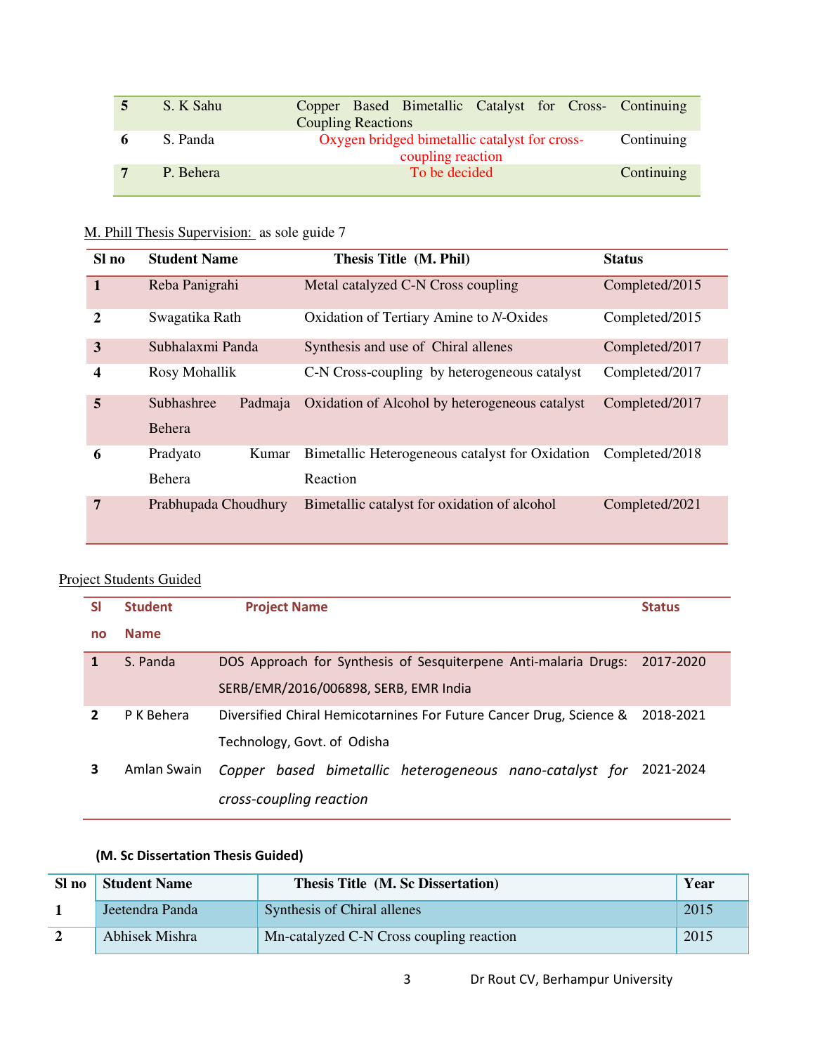| | | | |
|---|---|---|---|
| **5** | S. K Sahu | Copper Based Bimetallic Catalyst for Cross-Coupling Reactions | Continuing |
| **6** | S. Panda | Oxygen bridged bimetallic catalyst for cross-coupling reaction | Continuing |
| **7** | P. Behera | To be decided | Continuing |

M. Phill Thesis Supervision: as sole guide 7

| Sl no | Student Name | Thesis Title (M. Phil) | Status |
|---|---|---|---|
| **1** | Reba Panigrahi | Metal catalyzed C-N Cross coupling | Completed/2015 |
| **2** | Swagatika Rath | Oxidation of Tertiary Amine to *N*-Oxides | Completed/2015 |
| **3** | Subhalaxmi Panda | Synthesis and use of Chiral allenes | Completed/2017 |
| **4** | Rosy Mohallik | C-N Cross-coupling by heterogeneous catalyst | Completed/2017 |
| **5** | Subhashree Padmaja Behera | Oxidation of Alcohol by heterogeneous catalyst | Completed/2017 |
| **6** | Pradyato Kumar Behera | Bimetallic Heterogeneous catalyst for Oxidation Reaction | Completed/2018 |
| **7** | Prabhupada Choudhury | Bimetallic catalyst for oxidation of alcohol | Completed/2021 |

Project Students Guided

| Sl no | Student Name | Project Name | Status |
|---|---|---|---|
| **1** | S. Panda | DOS Approach for Synthesis of Sesquiterpene Anti-malaria Drugs: SERB/EMR/2016/006898, SERB, EMR India | 2017-2020 |
| **2** | P K Behera | Diversified Chiral Hemicotarnines For Future Cancer Drug, Science & Technology, Govt. of Odisha | 2018-2021 |
| **3** | Amlan Swain | *Copper based bimetallic heterogeneous nano-catalyst for cross-coupling reaction* | 2021-2024 |

**(M. Sc Dissertation Thesis Guided)**

| Sl no | Student Name | Thesis Title (M. Sc Dissertation) | Year |
|---|---|---|---|
| **1** | Jeetendra Panda | Synthesis of Chiral allenes | 2015 |
| **2** | Abhisek Mishra | Mn-catalyzed C-N Cross coupling reaction | 2015 |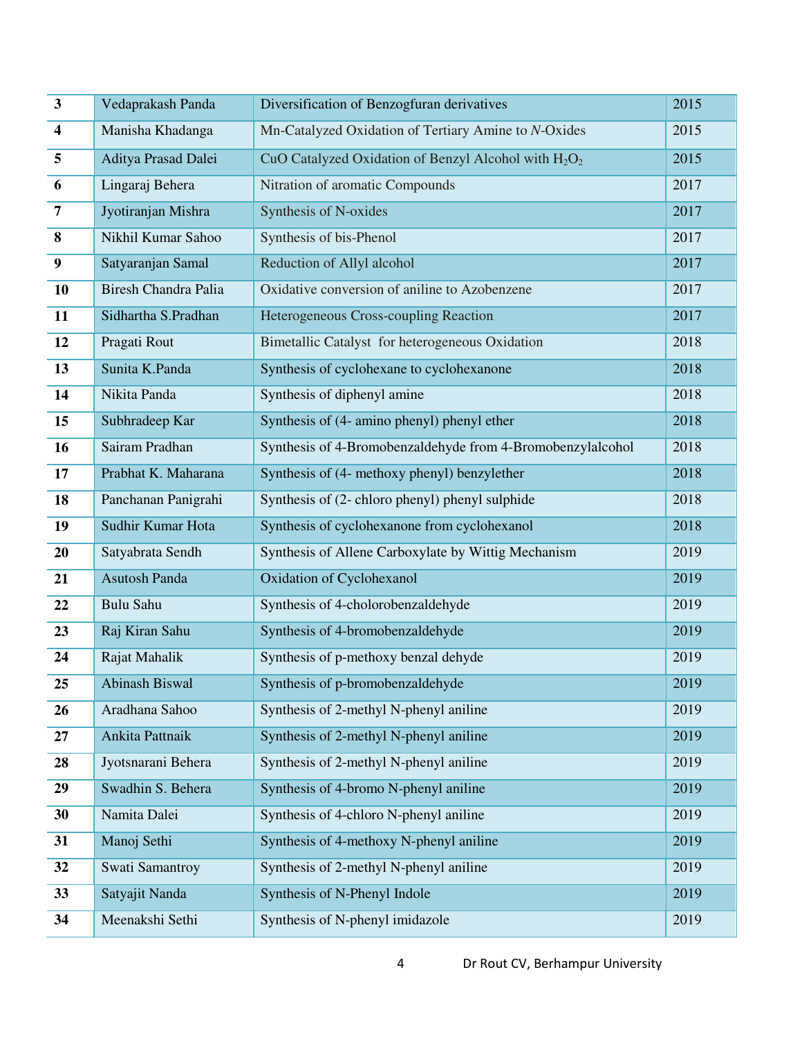| | | | |
|---|---|---|---|
| **3** | Vedaprakash Panda | Diversification of Benzogfuran derivatives | 2015 |
| **4** | Manisha Khadanga | Mn-Catalyzed Oxidation of Tertiary Amine to *N*-Oxides | 2015 |
| **5** | Aditya Prasad Dalei | CuO Catalyzed Oxidation of Benzyl Alcohol with $H_2O_2$ | 2015 |
| **6** | Lingaraj Behera | Nitration of aromatic Compounds | 2017 |
| **7** | Jyotiranjan Mishra | Synthesis of N-oxides | 2017 |
| **8** | Nikhil Kumar Sahoo | Synthesis of bis-Phenol | 2017 |
| **9** | Satyaranjan Samal | Reduction of Allyl alcohol | 2017 |
| **10** | Biresh Chandra Palia | Oxidative conversion of aniline to Azobenzene | 2017 |
| **11** | Sidhartha S.Pradhan | Heterogeneous Cross-coupling Reaction | 2017 |
| **12** | Pragati Rout | Bimetallic Catalyst for heterogeneous Oxidation | 2018 |
| **13** | Sunita K.Panda | Synthesis of cyclohexane to cyclohexanone | 2018 |
| **14** | Nikita Panda | Synthesis of diphenyl amine | 2018 |
| **15** | Subhradeep Kar | Synthesis of (4- amino phenyl) phenyl ether | 2018 |
| **16** | Sairam Pradhan | Synthesis of 4-Bromobenzaldehyde from 4-Bromobenzylalcohol | 2018 |
| **17** | Prabhat K. Maharana | Synthesis of (4- methoxy phenyl) benzylether | 2018 |
| **18** | Panchanan Panigrahi | Synthesis of (2- chloro phenyl) phenyl sulphide | 2018 |
| **19** | Sudhir Kumar Hota | Synthesis of cyclohexanone from cyclohexanol | 2018 |
| **20** | Satyabrata Sendh | Synthesis of Allene Carboxylate by Wittig Mechanism | 2019 |
| **21** | Asutosh Panda | Oxidation of Cyclohexanol | 2019 |
| **22** | Bulu Sahu | Synthesis of 4-cholorobenzaldehyde | 2019 |
| **23** | Raj Kiran Sahu | Synthesis of 4-bromobenzaldehyde | 2019 |
| **24** | Rajat Mahalik | Synthesis of p-methoxy benzal dehyde | 2019 |
| **25** | Abinash Biswal | Synthesis of p-bromobenzaldehyde | 2019 |
| **26** | Aradhana Sahoo | Synthesis of 2-methyl N-phenyl aniline | 2019 |
| **27** | Ankita Pattnaik | Synthesis of 2-methyl N-phenyl aniline | 2019 |
| **28** | Jyotsnarani Behera | Synthesis of 2-methyl N-phenyl aniline | 2019 |
| **29** | Swadhin S. Behera | Synthesis of 4-bromo N-phenyl aniline | 2019 |
| **30** | Namita Dalei | Synthesis of 4-chloro N-phenyl aniline | 2019 |
| **31** | Manoj Sethi | Synthesis of 4-methoxy N-phenyl aniline | 2019 |
| **32** | Swati Samantroy | Synthesis of 2-methyl N-phenyl aniline | 2019 |
| **33** | Satyajit Nanda | Synthesis of N-Phenyl Indole | 2019 |
| **34** | Meenakshi Sethi | Synthesis of N-phenyl imidazole | 2019 |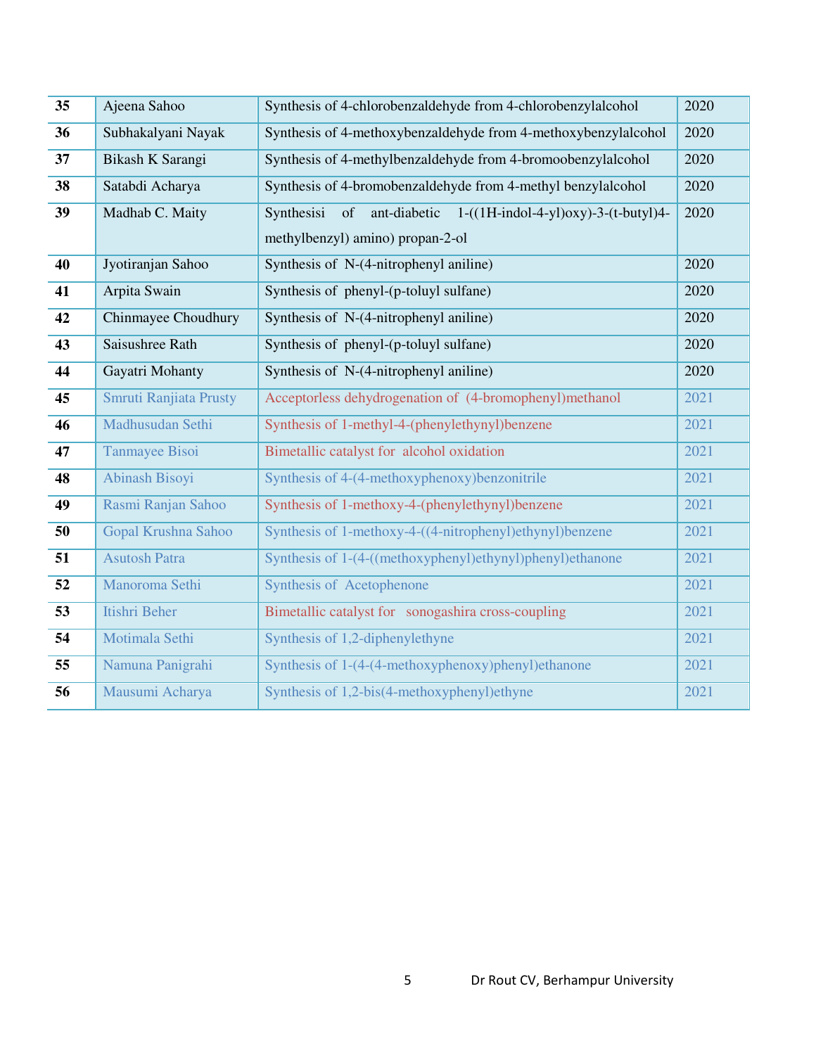| 35 | Ajeena Sahoo | Synthesis of 4-chlorobenzaldehyde from 4-chlorobenzylalcohol | 2020 |
|---|---|---|---|
| 36 | Subhakalyani Nayak | Synthesis of 4-methoxybenzaldehyde from 4-methoxybenzylalcohol | 2020 |
| 37 | Bikash K Sarangi | Synthesis of 4-methylbenzaldehyde from 4-bromoobenzylalcohol | 2020 |
| 38 | Satabdi Acharya | Synthesis of 4-bromobenzaldehyde from 4-methyl benzylalcohol | 2020 |
| 39 | Madhab C. Maity | Synthesisi of ant-diabetic 1-((1H-indol-4-yl)oxy)-3-(t-butyl)4-methylbenzyl) amino) propan-2-ol | 2020 |
| 40 | Jyotiranjan Sahoo | Synthesis of N-(4-nitrophenyl aniline) | 2020 |
| 41 | Arpita Swain | Synthesis of phenyl-(p-toluyl sulfane) | 2020 |
| 42 | Chinmayee Choudhury | Synthesis of N-(4-nitrophenyl aniline) | 2020 |
| 43 | Saisushree Rath | Synthesis of phenyl-(p-toluyl sulfane) | 2020 |
| 44 | Gayatri Mohanty | Synthesis of N-(4-nitrophenyl aniline) | 2020 |
| 45 | Smruti Ranjiata Prusty | Acceptorless dehydrogenation of (4-bromophenyl)methanol | 2021 |
| 46 | Madhusudan Sethi | Synthesis of 1-methyl-4-(phenylethynyl)benzene | 2021 |
| 47 | Tanmayee Bisoi | Bimetallic catalyst for alcohol oxidation | 2021 |
| 48 | Abinash Bisoyi | Synthesis of 4-(4-methoxyphenoxy)benzonitrile | 2021 |
| 49 | Rasmi Ranjan Sahoo | Synthesis of 1-methoxy-4-(phenylethynyl)benzene | 2021 |
| 50 | Gopal Krushna Sahoo | Synthesis of 1-methoxy-4-((4-nitrophenyl)ethynyl)benzene | 2021 |
| 51 | Asutosh Patra | Synthesis of 1-(4-((methoxyphenyl)ethynyl)phenyl)ethanone | 2021 |
| 52 | Manoroma Sethi | Synthesis of Acetophenone | 2021 |
| 53 | Itishri Beher | Bimetallic catalyst for sonogashira cross-coupling | 2021 |
| 54 | Motimala Sethi | Synthesis of 1,2-diphenylethyne | 2021 |
| 55 | Namuna Panigrahi | Synthesis of 1-(4-(4-methoxyphenoxy)phenyl)ethanone | 2021 |
| 56 | Mausumi Acharya | Synthesis of 1,2-bis(4-methoxyphenyl)ethyne | 2021 |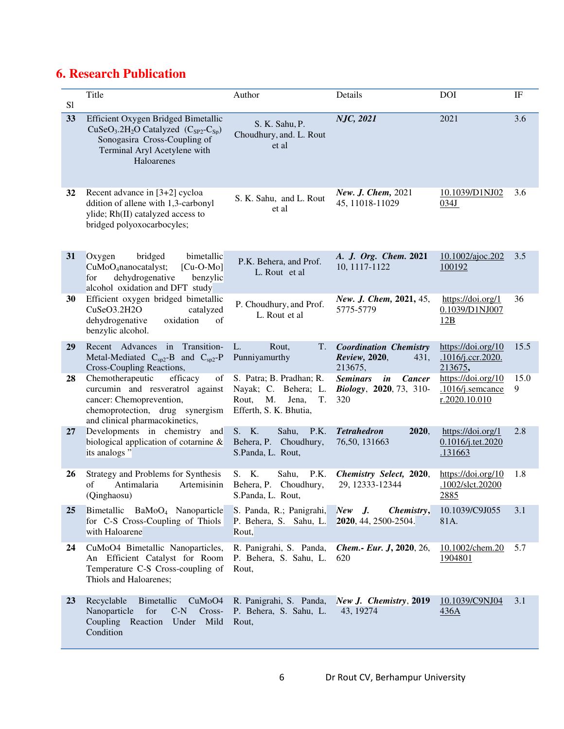## 6. Research Publication

| Sl | Title | Author | Details | DOI | IF |
|---|---|---|---|---|---|
| **33** | Efficient Oxygen Bridged Bimetallic $CuSeO_3.2H_2O$ Catalyzed ($C_{SP2}$-$C_{Sp}$) Sonogasira Cross-Coupling of Terminal Aryl Acetylene with Haloarenes | S. K. Sahu, P. Choudhury, and. L. Rout et al | ***NJC, 2021*** | 2021 | 3.6 |
| **32** | Recent advance in [3+2] cycloa ddition of allene with 1,3-carbonyl ylide; Rh(II) catalyzed access to bridged polyoxocarbocyles; | S. K. Sahu, and L. Rout et al | ***New. J. Chem***, 2021 45, 11018-11029 | 10.1039/D1NJ02034J | 3.6 |
| **31** | Oxygen bridged bimetallic $CuMoO_4$nanocatalyst; [Cu-O-Mo] for dehydrogenative benzylic alcohol oxidation and DFT study | P.K. Behera, and Prof. L. Rout et al | ***A. J. Org. Chem.* 2021** 10, 1117-1122 | 10.1002/ajoc.202100192 | 3.5 |
| **30** | Efficient oxygen bridged bimetallic CuSeO3.2H2O catalyzed dehydrogenative oxidation of benzylic alcohol. | P. Choudhury, and Prof. L. Rout et al | ***New. J. Chem*, 2021,** 45, 5775-5779 | https://doi.org/10.1039/D1NJ00712B | 36 |
| **29** | Recent Advances in Transition-Metal-Mediated $C_{sp2}$-B and $C_{sp2}$-P Cross-Coupling Reactions, | L. Rout, T. Punniyamurthy | ***Coordination Chemistry Review*, 2020**, 431, 213675, | https://doi.org/10.1016/j.ccr.2020.213675**,** | 15.5 |
| **28** | Chemotherapeutic efficacy of curcumin and resveratrol against cancer: Chemoprevention, chemoprotection, drug synergism and clinical pharmacokinetics, | S. Patra; B. Pradhan; R. Nayak; C. Behera; L. Rout, M. Jena, T. Efferth, S. K. Bhutia, | ***Seminars in Cancer Biology*, 2020**, 73, 310-320 | https://doi.org/10.1016/j.semcancer.2020.10.010 | 15.09 |
| **27** | Developments in chemistry and biological application of cotarnine & its analogs " | S. K. Sahu, P.K. Behera, P. Choudhury, S.Panda, L. Rout, | ***Tetrahedron*** **2020**, 76,50, 131663 | https://doi.org/10.1016/j.tet.2020.131663 | 2.8 |
| **26** | Strategy and Problems for Synthesis of Antimalaria Artemisinin (Qinghaosu) | S. K. Sahu, P.K. Behera, P. Choudhury, S.Panda, L. Rout, | ***Chemistry Select*, 2020**, 29, 12333-12344 | https://doi.org/10.1002/slct.202002885 | 1.8 |
| **25** | Bimetallic $BaMoO_4$ Nanoparticle for C-S Cross-Coupling of Thiols with Haloarene | S. Panda, R.; Panigrahi, P. Behera, S. Sahu, L. Rout, | ***New J. Chemistry*, 2020**, 44, 2500-2504. | 10.1039/C9J05581A. | 3.1 |
| **24** | CuMoO4 Bimetallic Nanoparticles, An Efficient Catalyst for Room Temperature C-S Cross-coupling of Thiols and Haloarenes; | R. Panigrahi, S. Panda, P. Behera, S. Sahu, L. Rout, | ***Chem.- Eur. J*, 2020**, 26, 620 | 10.1002/chem.201904801 | 5.7 |
| **23** | Recyclable Bimetallic CuMoO4 Nanoparticle for C-N Cross-Coupling Reaction Under Mild Condition | R. Panigrahi, S. Panda, P. Behera, S. Sahu, L. Rout, | ***New J. Chemistry*, 2019** 43, 19274 | 10.1039/C9NJ04436A | 3.1 |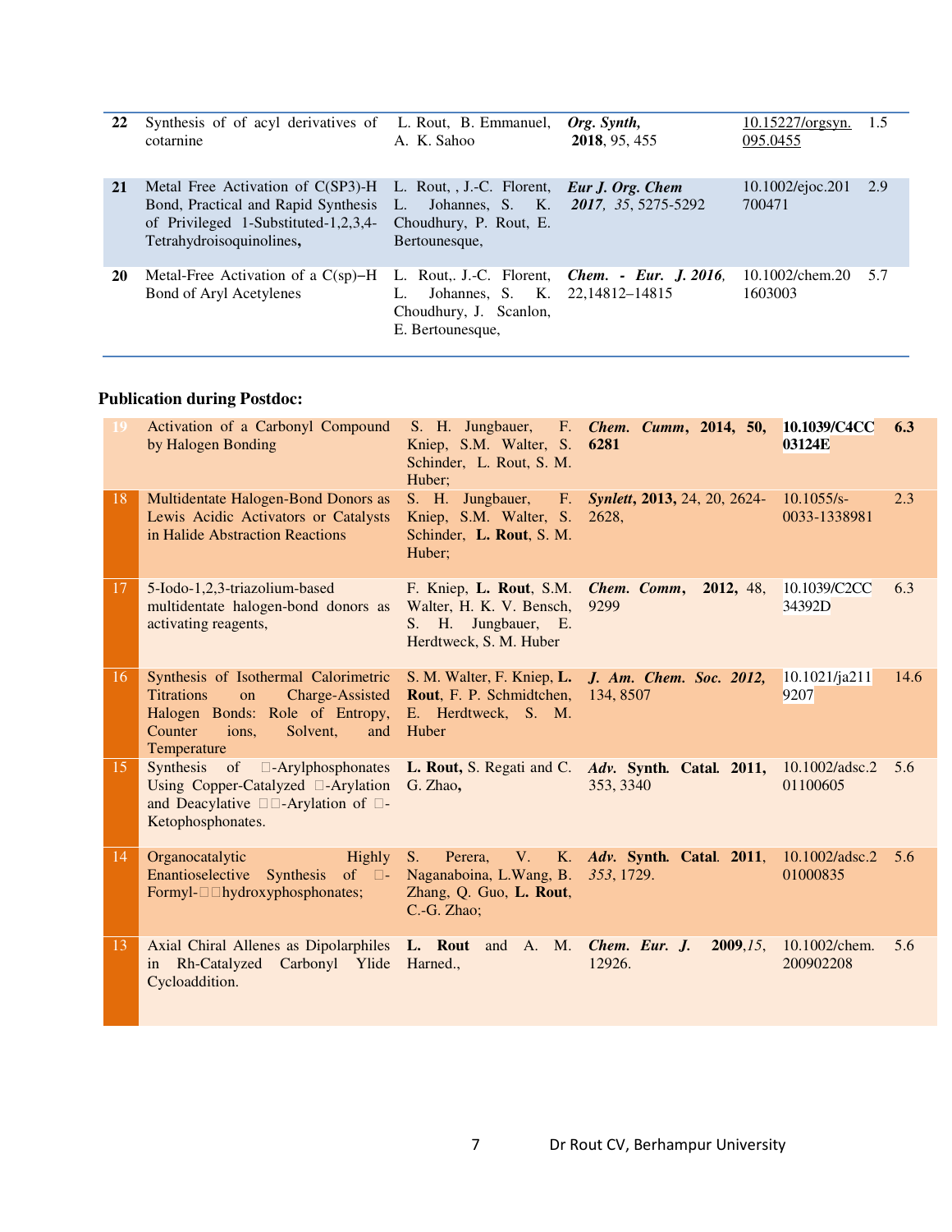| | | | | | |
|---|---|---|---|---|---|
| **22** | Synthesis of of acyl derivatives of cotarnine | L. Rout, B. Emmanuel, A. K. Sahoo | ***Org. Synth,*** **2018**, 95, 455 | 10.15227/orgsyn.095.0455 | 1.5 |
| **21** | Metal Free Activation of C(SP3)-H Bond, Practical and Rapid Synthesis of Privileged 1-Substituted-1,2,3,4-Tetrahydroisoquinolines**,** | L. Rout, , J.-C. Florent, L. Johannes, S. K. Choudhury, P. Rout, E. Bertounesque, | ***Eur J. Org. Chem 2017****, 35*, 5275-5292 | 10.1002/ejoc.201700471 | 2.9 |
| **20** | Metal-Free Activation of a C(sp)−H Bond of Aryl Acetylenes | L. Rout,. J.-C. Florent, L. Johannes, S. K. Choudhury, J. Scanlon, E. Bertounesque, | ***Chem. - Eur. J. 2016****,* 22,14812–14815 | 10.1002/chem.201603003 | 5.7 |

**Publication during Postdoc:**

| | | | | | |
|---|---|---|---|---|---|
| 19 | Activation of a Carbonyl Compound by Halogen Bonding | S. H. Jungbauer, F. Kniep, S.M. Walter, S. Schinder, L. Rout, S. M. Huber; | ***Chem. Cumm*****, 2014, 50, 6281** | **10.1039/C4CC03124E** | **6.3** |
| 18 | Multidentate Halogen-Bond Donors as Lewis Acidic Activators or Catalysts in Halide Abstraction Reactions | S. H. Jungbauer, F. Kniep, S.M. Walter, S. Schinder, **L. Rout**, S. M. Huber; | ***Synlett*****, 2013,** 24, 20, 2624-2628, | 10.1055/s-0033-1338981 | 2.3 |
| 17 | 5-Iodo-1,2,3-triazolium-based multidentate halogen-bond donors as activating reagents, | F. Kniep, **L. Rout**, S.M. Walter, H. K. V. Bensch, S. H. Jungbauer, E. Herdtweck, S. M. Huber | ***Chem. Comm*****, 2012,** 48, 9299 | 10.1039/C2CC34392D | 6.3 |
| 16 | Synthesis of Isothermal Calorimetric Titrations on Charge-Assisted Halogen Bonds: Role of Entropy, Counter ions, Solvent, and Temperature | S. M. Walter, F. Kniep, **L. Rout**, F. P. Schmidtchen, E. Herdtweck, S. M. Huber | ***J. Am. Chem. Soc. 2012,*** 134, 8507 | 10.1021/ja2119207 | 14.6 |
| 15 | Synthesis of □-Arylphosphonates Using Copper-Catalyzed □-Arylation and Deacylative □□-Arylation of □-Ketophosphonates. | **L. Rout,** S. Regati and C. G. Zhao**,** | ***Adv.* Synth. *Catal*. 2011,** 353, 3340 | 10.1002/adsc.201100605 | 5.6 |
| 14 | Organocatalytic Highly Enantioselective Synthesis of □-Formyl-□□hydroxyphosphonates; | S. Perera, V. K. Naganaboina, L.Wang, B. Zhang, Q. Guo, **L. Rout**, C.-G. Zhao; | ***Adv.* Synth. *Catal*. 2011**, *353*, 1729. | 10.1002/adsc.201000835 | 5.6 |
| 13 | Axial Chiral Allenes as Dipolarphiles in Rh-Catalyzed Carbonyl Ylide Cycloaddition. | **L. Rout** and A. M. Harned., | ***Chem. Eur. J.*** **2009**,*15*, 12926. | 10.1002/chem.200902208 | 5.6 |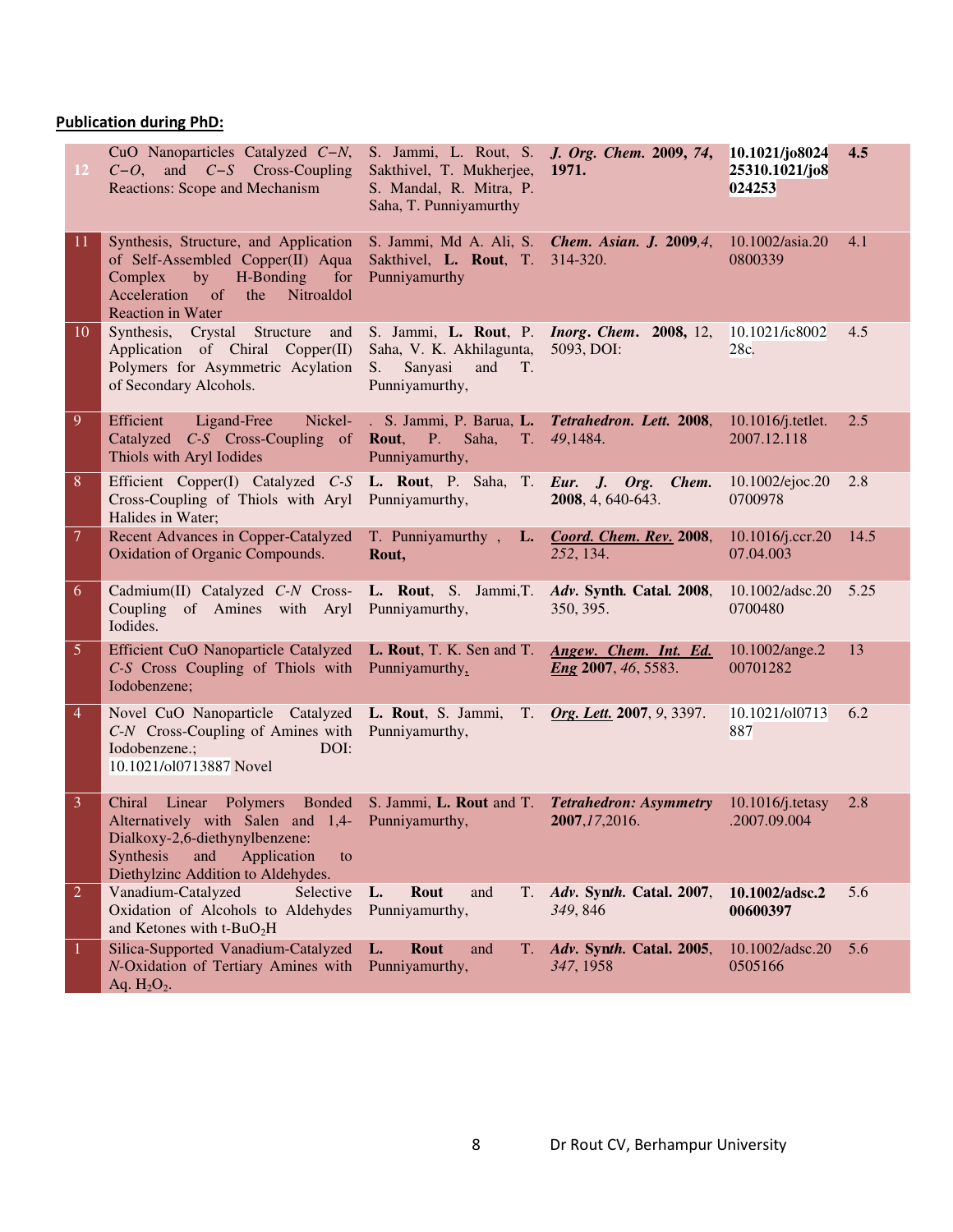**Publication during PhD:**

| | | | | | |
|---|---|---|---|---|---|
| **12** | CuO Nanoparticles Catalyzed *C−N*, *C−O*, and *C−S* Cross-Coupling Reactions: Scope and Mechanism | S. Jammi, L. Rout, S. Sakthivel, T. Mukherjee, S. Mandal, R. Mitra, P. Saha, T. Punniyamurthy | ***J. Org. Chem.*** **2009, *74*, 1971.** | **10.1021/jo802425310.1021/jo8024253** | **4.5** |
| 11 | Synthesis, Structure, and Application of Self-Assembled Copper(II) Aqua Complex by H-Bonding for Acceleration of the Nitroaldol Reaction in Water | S. Jammi, Md A. Ali, S. Sakthivel, **L. Rout**, T. Punniyamurthy | ***Chem. Asian. J.* 2009**,*4*, 314-320. | 10.1002/asia.200800339 | 4.1 |
| 10 | Synthesis, Crystal Structure and Application of Chiral Copper(II) Polymers for Asymmetric Acylation of Secondary Alcohols. | S. Jammi, **L. Rout**, P. Saha, V. K. Akhilagunta, S. Sanyasi and T. Punniyamurthy, | ***Inorg. Chem.*** **2008**, 12, 5093, DOI: | 10.1021/ic800228c. | 4.5 |
| 9 | Efficient Ligand-Free Nickel-Catalyzed *C-S* Cross-Coupling of Thiols with Aryl Iodides | . S. Jammi, P. Barua, **L. Rout**, P. Saha, T. Punniyamurthy, | ***Tetrahedron. Lett.*** **2008**, *49*,1484. | 10.1016/j.tetlet.2007.12.118 | 2.5 |
| 8 | Efficient Copper(I) Catalyzed *C-S* Cross-Coupling of Thiols with Aryl Halides in Water; | **L. Rout**, P. Saha, T. Punniyamurthy, | ***Eur. J. Org. Chem.*** **2008**, 4, 640-643. | 10.1002/ejoc.200700978 | 2.8 |
| 7 | Recent Advances in Copper-Catalyzed Oxidation of Organic Compounds. | T. Punniyamurthy , **L. Rout,** | ***Coord. Chem. Rev.*** **2008**, *252*, 134. | 10.1016/j.ccr.2007.04.003 | 14.5 |
| 6 | Cadmium(II) Catalyzed *C-N* Cross-Coupling of Amines with Aryl Iodides. | **L. Rout**, S. Jammi,T. Punniyamurthy, | ***Adv. Synth. Catal.*** **2008**, 350, 395. | 10.1002/adsc.200700480 | 5.25 |
| 5 | Efficient CuO Nanoparticle Catalyzed *C-S* Cross Coupling of Thiols with Iodobenzene; | **L. Rout**, T. K. Sen and T. Punniyamurthy, | ***Angew. Chem. Int. Ed. Eng*** **2007**, *46*, 5583. | 10.1002/ange.200701282 | 13 |
| 4 | Novel CuO Nanoparticle Catalyzed *C-N* Cross-Coupling of Amines with Iodobenzene.; DOI: 10.1021/ol0713887 Novel | **L. Rout**, S. Jammi, T. Punniyamurthy, | ***Org. Lett.*** **2007**, *9*, 3397. | 10.1021/ol0713887 | 6.2 |
| 3 | Chiral Linear Polymers Bonded Alternatively with Salen and 1,4-Dialkoxy-2,6-diethynylbenzene: Synthesis and Application to Diethylzinc Addition to Aldehydes. | S. Jammi, **L. Rout** and T. Punniyamurthy, | ***Tetrahedron: Asymmetry*** **2007**,*17*,2016. | 10.1016/j.tetasy.2007.09.004 | 2.8 |
| 2 | Vanadium-Catalyzed Selective Oxidation of Alcohols to Aldehydes and Ketones with t-BuO$_2$H | **L. Rout** and T. Punniyamurthy, | ***Adv. Synth. Catal.*** **2007**, *349*, 846 | **10.1002/adsc.200600397** | 5.6 |
| 1 | Silica-Supported Vanadium-Catalyzed *N*-Oxidation of Tertiary Amines with Aq. $H_2O_2$. | **L. Rout** and T. Punniyamurthy, | ***Adv. Synth. Catal.*** **2005**, *347*, 1958 | 10.1002/adsc.200505166 | 5.6 |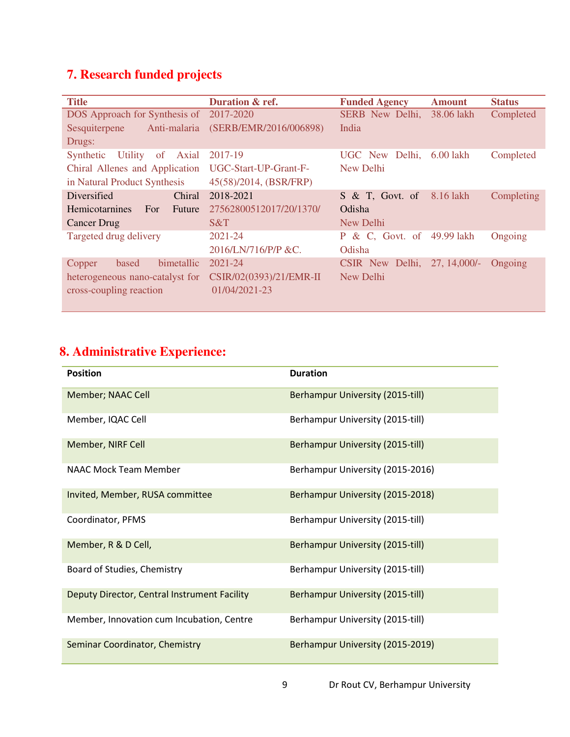## 7. Research funded projects

| Title | Duration & ref. | Funded Agency | Amount | Status |
|---|---|---|---|---|
| DOS Approach for Synthesis of Sesquiterpene Anti-malaria Drugs: | 2017-2020 (SERB/EMR/2016/006898) | SERB New Delhi, India | 38.06 lakh | Completed |
| Synthetic Utility of Axial Chiral Allenes and Application in Natural Product Synthesis | 2017-19 UGC-Start-UP-Grant-F-45(58)/2014, (BSR/FRP) | UGC New Delhi, New Delhi | 6.00 lakh | Completed |
| Diversified Chiral Hemicotarnines For Future Cancer Drug | 2018-2021 27562800512017/20/1370/S&T | S & T, Govt. of Odisha New Delhi | 8.16 lakh | Completing |
| Targeted drug delivery | 2021-24 2016/LN/716/P/P &C. | P & C, Govt. of Odisha | 49.99 lakh | Ongoing |
| Copper based bimetallic heterogeneous nano-catalyst for cross-coupling reaction | 2021-24 CSIR/02(0393)/21/EMR-II 01/04/2021-23 | CSIR New Delhi, New Delhi | 27, 14,000/- | Ongoing |

## 8. Administrative Experience:

| Position | Duration |
|---|---|
| Member; NAAC Cell | Berhampur University (2015-till) |
| Member, IQAC Cell | Berhampur University (2015-till) |
| Member, NIRF Cell | Berhampur University (2015-till) |
| NAAC Mock Team Member | Berhampur University (2015-2016) |
| Invited, Member, RUSA committee | Berhampur University (2015-2018) |
| Coordinator, PFMS | Berhampur University (2015-till) |
| Member, R & D Cell, | Berhampur University (2015-till) |
| Board of Studies, Chemistry | Berhampur University (2015-till) |
| Deputy Director, Central Instrument Facility | Berhampur University (2015-till) |
| Member, Innovation cum Incubation, Centre | Berhampur University (2015-till) |
| Seminar Coordinator, Chemistry | Berhampur University (2015-2019) |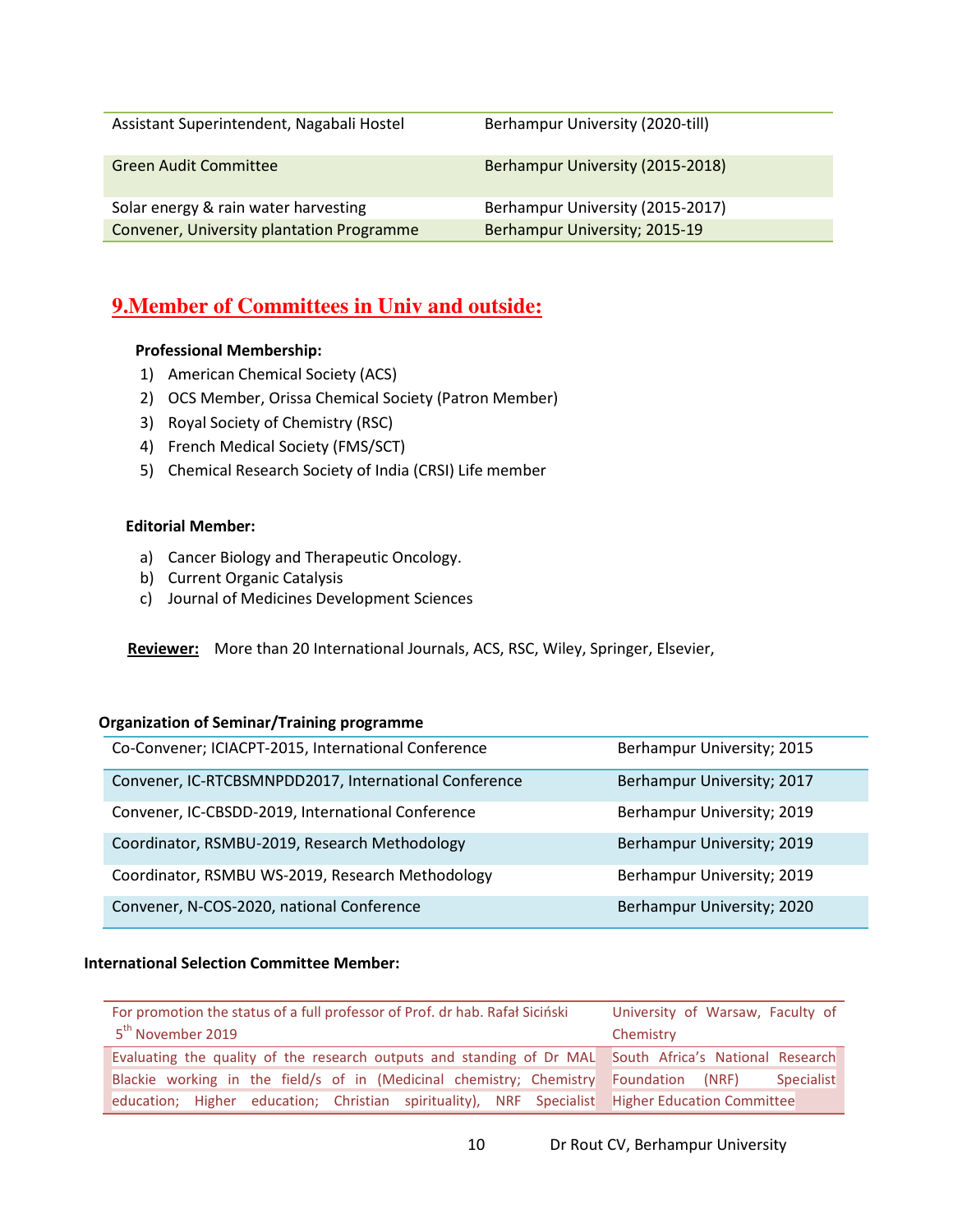| | |
|---|---|
| Assistant Superintendent, Nagabali Hostel | Berhampur University (2020-till) |
| Green Audit Committee | Berhampur University (2015-2018) |
| Solar energy & rain water harvesting | Berhampur University (2015-2017) |
| Convener, University plantation Programme | Berhampur University; 2015-19 |

## 9.Member of Committees in Univ and outside:

**Professional Membership:**

1) American Chemical Society (ACS)
2) OCS Member, Orissa Chemical Society (Patron Member)
3) Royal Society of Chemistry (RSC)
4) French Medical Society (FMS/SCT)
5) Chemical Research Society of India (CRSI) Life member

**Editorial Member:**

a) Cancer Biology and Therapeutic Oncology.
b) Current Organic Catalysis
c) Journal of Medicines Development Sciences

**Reviewer:** More than 20 International Journals, ACS, RSC, Wiley, Springer, Elsevier,

**Organization of Seminar/Training programme**

| | |
|---|---|
| Co-Convener; ICIACPT-2015, International Conference | Berhampur University; 2015 |
| Convener, IC-RTCBSMNPDD2017, International Conference | Berhampur University; 2017 |
| Convener, IC-CBSDD-2019, International Conference | Berhampur University; 2019 |
| Coordinator, RSMBU-2019, Research Methodology | Berhampur University; 2019 |
| Coordinator, RSMBU WS-2019, Research Methodology | Berhampur University; 2019 |
| Convener, N-COS-2020, national Conference | Berhampur University; 2020 |

**International Selection Committee Member:**

| | |
|---|---|
| For promotion the status of a full professor of Prof. dr hab. Rafał Siciński 5th November 2019 | University of Warsaw, Faculty of Chemistry |
| Evaluating the quality of the research outputs and standing of Dr MAL Blackie working in the field/s of in (Medicinal chemistry; Chemistry education; Higher education; Christian spirituality), NRF Specialist | South Africa's National Research Foundation (NRF) Specialist Higher Education Committee |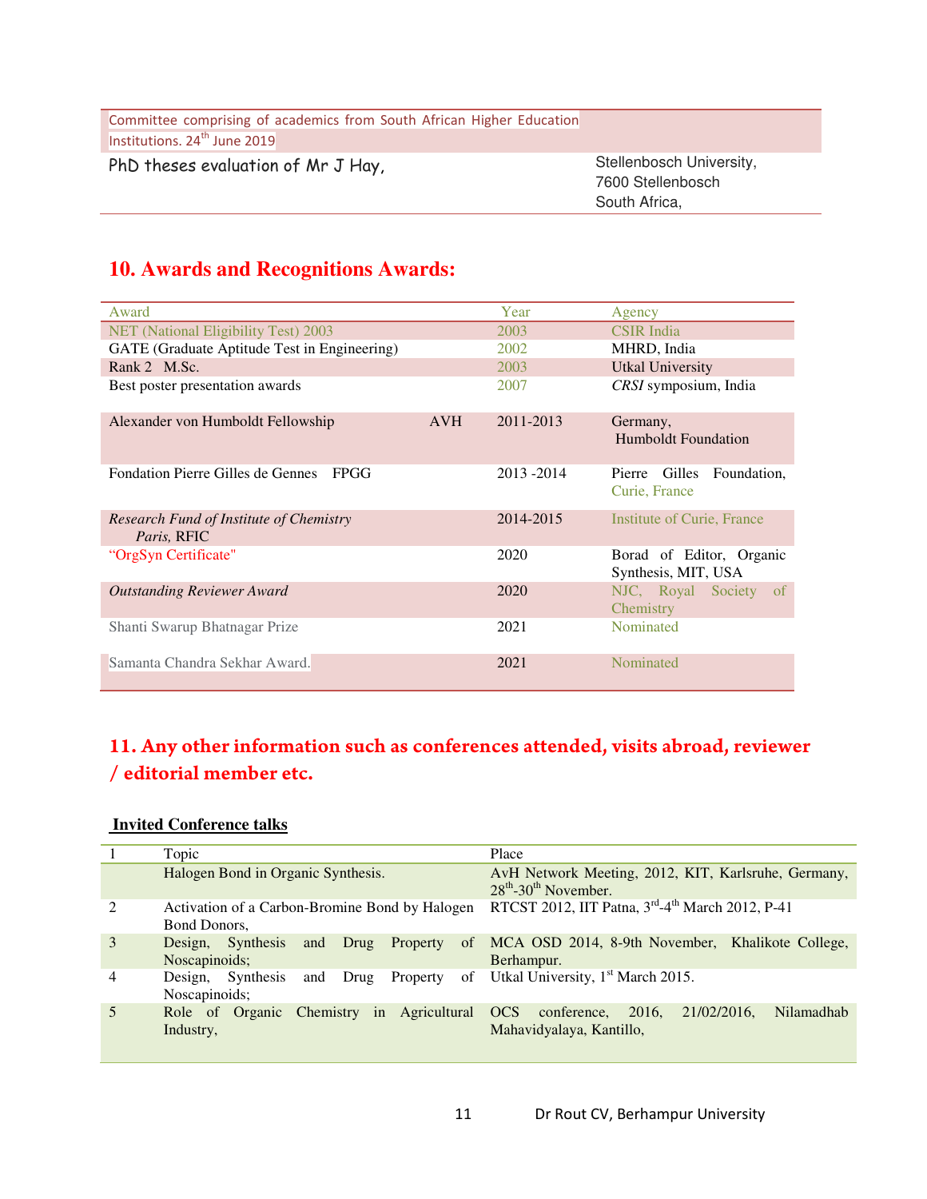| Committee comprising of academics from South African Higher Education Institutions. 24th June 2019 | |
|---|---|
| PhD theses evaluation of Mr J Hay, | Stellenbosch University, 7600 Stellenbosch South Africa, |

## 10. Awards and Recognitions Awards:

| Award | Year | Agency |
|---|---|---|
| NET (National Eligibility Test) 2003 | 2003 | CSIR India |
| GATE (Graduate Aptitude Test in Engineering) | 2002 | MHRD, India |
| Rank 2 M.Sc. | 2003 | Utkal University |
| Best poster presentation awards | 2007 | *CRSI* symposium, India |
| Alexander von Humboldt Fellowship AVH | 2011-2013 | Germany, Humboldt Foundation |
| Fondation Pierre Gilles de Gennes FPGG | 2013 -2014 | Pierre Gilles Foundation, Curie, France |
| *Research Fund of Institute of Chemistry Paris,* RFIC | 2014-2015 | Institute of Curie, France |
| "OrgSyn Certificate" | 2020 | Borad of Editor, Organic Synthesis, MIT, USA |
| *Outstanding Reviewer Award* | 2020 | NJC, Royal Society of Chemistry |
| Shanti Swarup Bhatnagar Prize | 2021 | Nominated |
| Samanta Chandra Sekhar Award. | 2021 | Nominated |

## 11. Any other information such as conferences attended, visits abroad, reviewer / editorial member etc.

**Invited Conference talks**

| 1 | Topic | Place |
|---|---|---|
| | Halogen Bond in Organic Synthesis. | AvH Network Meeting, 2012, KIT, Karlsruhe, Germany, 28th-30th November. |
| 2 | Activation of a Carbon-Bromine Bond by Halogen Bond Donors, | RTCST 2012, IIT Patna, 3rd-4th March 2012, P-41 |
| 3 | Design, Synthesis and Drug Property of Noscapinoids; | MCA OSD 2014, 8-9th November, Khalikote College, Berhampur. |
| 4 | Design, Synthesis and Drug Property of Noscapinoids; | Utkal University, 1st March 2015. |
| 5 | Role of Organic Chemistry in Agricultural Industry, | OCS conference, 2016, 21/02/2016, Nilamadhab Mahavidyalaya, Kantillo, |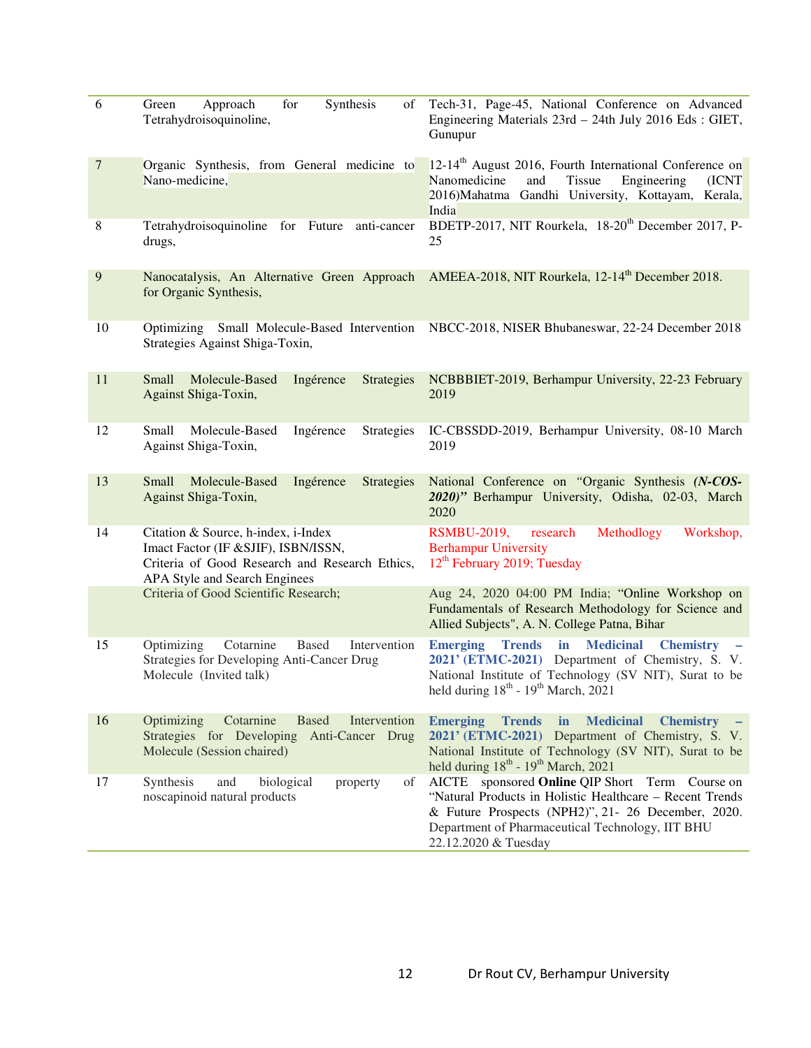| | | |
|---|---|---|
| 6 | Green Approach for Synthesis of Tetrahydroisoquinoline, | Tech-31, Page-45, National Conference on Advanced Engineering Materials 23rd – 24th July 2016 Eds : GIET, Gunupur |
| 7 | Organic Synthesis, from General medicine to Nano-medicine, | 12-14th August 2016, Fourth International Conference on Nanomedicine and Tissue Engineering (ICNT 2016)Mahatma Gandhi University, Kottayam, Kerala, India |
| 8 | Tetrahydroisoquinoline for Future anti-cancer drugs, | BDETP-2017, NIT Rourkela, 18-20th December 2017, P-25 |
| 9 | Nanocatalysis, An Alternative Green Approach for Organic Synthesis, | AMEEA-2018, NIT Rourkela, 12-14th December 2018. |
| 10 | Optimizing Small Molecule-Based Intervention Strategies Against Shiga-Toxin, | NBCC-2018, NISER Bhubaneswar, 22-24 December 2018 |
| 11 | Small Molecule-Based Ingérence Strategies Against Shiga-Toxin, | NCBBBIET-2019, Berhampur University, 22-23 February 2019 |
| 12 | Small Molecule-Based Ingérence Strategies Against Shiga-Toxin, | IC-CBSSDD-2019, Berhampur University, 08-10 March 2019 |
| 13 | Small Molecule-Based Ingérence Strategies Against Shiga-Toxin, | National Conference on "Organic Synthesis ***(N-COS-2020)"*** Berhampur University, Odisha, 02-03, March 2020 |
| 14 | Citation & Source, h-index, i-Index Imact Factor (IF &SJIF), ISBN/ISSN, Criteria of Good Research and Research Ethics, APA Style and Search Enginees | RSMBU-2019, research Methodlogy Workshop, Berhampur University 12th February 2019; Tuesday |
| | Criteria of Good Scientific Research; | Aug 24, 2020 04:00 PM India; "Online Workshop on Fundamentals of Research Methodology for Science and Allied Subjects", A. N. College Patna, Bihar |
| 15 | Optimizing Cotarnine Based Intervention Strategies for Developing Anti-Cancer Drug Molecule (Invited talk) | **Emerging Trends in Medicinal Chemistry – 2021' (ETMC-2021)** Department of Chemistry, S. V. National Institute of Technology (SV NIT), Surat to be held during 18th - 19th March, 2021 |
| 16 | Optimizing Cotarnine Based Intervention Strategies for Developing Anti-Cancer Drug Molecule (Session chaired) | **Emerging Trends in Medicinal Chemistry – 2021' (ETMC-2021)** Department of Chemistry, S. V. National Institute of Technology (SV NIT), Surat to be held during 18th - 19th March, 2021 |
| 17 | Synthesis and biological property of noscapinoid natural products | AICTE sponsored **Online** QIP Short Term Course on "Natural Products in Holistic Healthcare – Recent Trends & Future Prospects (NPH2)", 21- 26 December, 2020. Department of Pharmaceutical Technology, IIT BHU 22.12.2020 & Tuesday |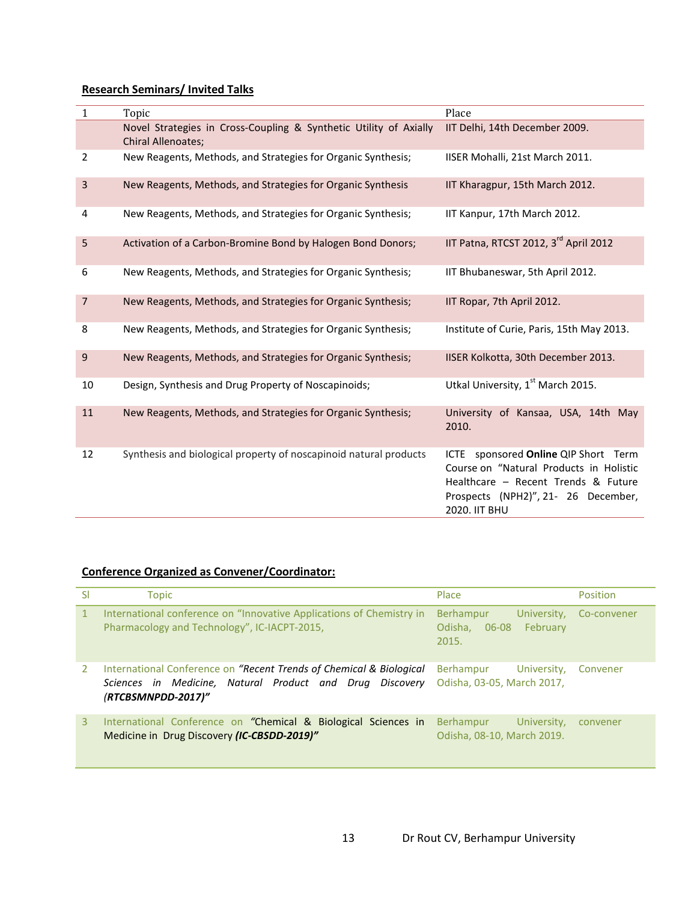## Research Seminars/ Invited Talks

| 1 | Topic | Place |
|---|---|---|
| | Novel Strategies in Cross-Coupling & Synthetic Utility of Axially Chiral Allenoates; | IIT Delhi, 14th December 2009. |
| 2 | New Reagents, Methods, and Strategies for Organic Synthesis; | IISER Mohalli, 21st March 2011. |
| 3 | New Reagents, Methods, and Strategies for Organic Synthesis | IIT Kharagpur, 15th March 2012. |
| 4 | New Reagents, Methods, and Strategies for Organic Synthesis; | IIT Kanpur, 17th March 2012. |
| 5 | Activation of a Carbon-Bromine Bond by Halogen Bond Donors; | IIT Patna, RTCST 2012, 3rd April 2012 |
| 6 | New Reagents, Methods, and Strategies for Organic Synthesis; | IIT Bhubaneswar, 5th April 2012. |
| 7 | New Reagents, Methods, and Strategies for Organic Synthesis; | IIT Ropar, 7th April 2012. |
| 8 | New Reagents, Methods, and Strategies for Organic Synthesis; | Institute of Curie, Paris, 15th May 2013. |
| 9 | New Reagents, Methods, and Strategies for Organic Synthesis; | IISER Kolkotta, 30th December 2013. |
| 10 | Design, Synthesis and Drug Property of Noscapinoids; | Utkal University, 1st March 2015. |
| 11 | New Reagents, Methods, and Strategies for Organic Synthesis; | University of Kansaa, USA, 14th May 2010. |
| 12 | Synthesis and biological property of noscapinoid natural products | ICTE sponsored **Online** QIP Short Term Course on "Natural Products in Holistic Healthcare – Recent Trends & Future Prospects (NPH2)", 21- 26 December, 2020. IIT BHU |

## Conference Organized as Convener/Coordinator:

| Sl | Topic | Place | Position |
|---|---|---|---|
| 1 | International conference on "Innovative Applications of Chemistry in Pharmacology and Technology", IC-IACPT-2015, | Berhampur University, Odisha, 06-08 February 2015. | Co-convener |
| 2 | International Conference on *"Recent Trends of Chemical & Biological Sciences in Medicine, Natural Product and Drug Discovery (**RTCBSMNPDD-2017)"*** | Berhampur University, Odisha, 03-05, March 2017, | Convener |
| 3 | International Conference on "Chemical & Biological Sciences in Medicine in Drug Discovery ***(IC-CBSDD-2019)"*** | Berhampur University, Odisha, 08-10, March 2019. | convener |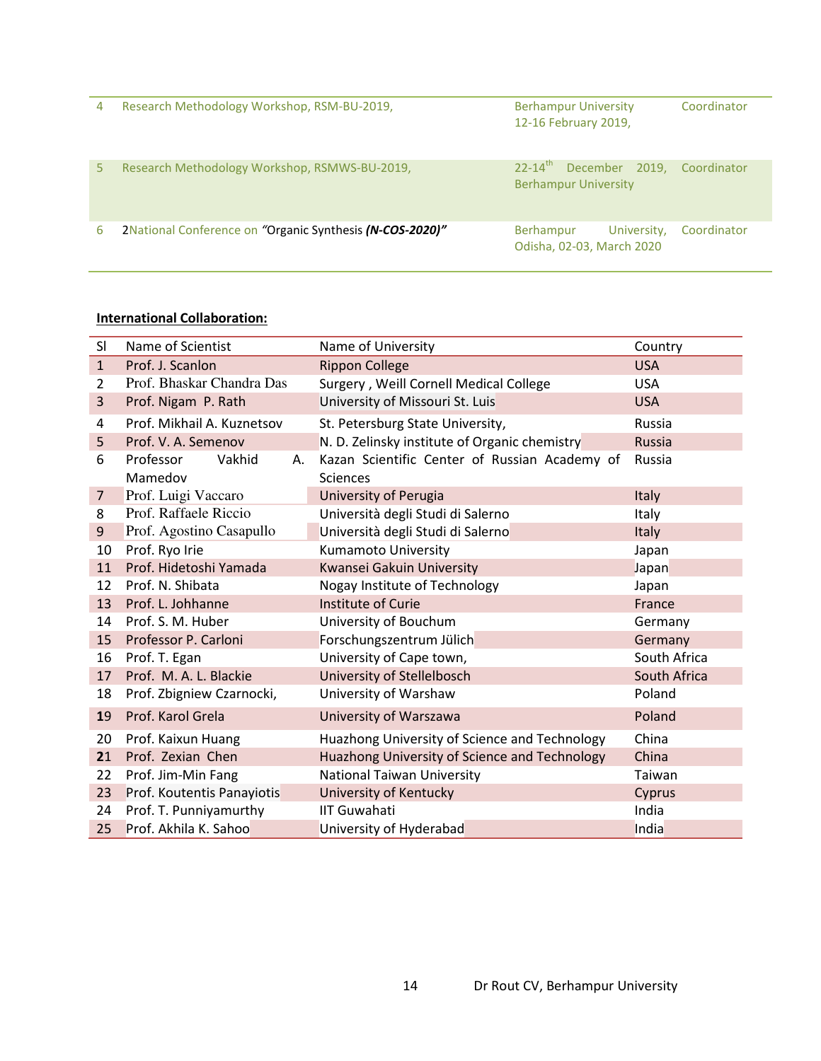| | | | |
|---|---|---|---|
| 4 | Research Methodology Workshop, RSM-BU-2019, | Berhampur University 12-16 February 2019, | Coordinator |
| 5 | Research Methodology Workshop, RSMWS-BU-2019, | 22-14th December 2019, Berhampur University | Coordinator |
| 6 | 2National Conference on *"*Organic Synthesis ***(N-COS-2020)"*** | Berhampur University, Odisha, 02-03, March 2020 | Coordinator |

**International Collaboration:**

| Sl | Name of Scientist | Name of University | Country |
|---|---|---|---|
| 1 | Prof. J. Scanlon | Rippon College | USA |
| 2 | Prof. Bhaskar Chandra Das | Surgery , Weill Cornell Medical College | USA |
| 3 | Prof. Nigam P. Rath | University of Missouri St. Luis | USA |
| 4 | Prof. Mikhail A. Kuznetsov | St. Petersburg State University, | Russia |
| 5 | Prof. V. A. Semenov | N. D. Zelinsky institute of Organic chemistry | Russia |
| 6 | Professor Vakhid A. Mamedov | Kazan Scientific Center of Russian Academy of Sciences | Russia |
| 7 | Prof. Luigi Vaccaro | University of Perugia | Italy |
| 8 | Prof. Raffaele Riccio | Università degli Studi di Salerno | Italy |
| 9 | Prof. Agostino Casapullo | Università degli Studi di Salerno | Italy |
| 10 | Prof. Ryo Irie | Kumamoto University | Japan |
| 11 | Prof. Hidetoshi Yamada | Kwansei Gakuin University | Japan |
| 12 | Prof. N. Shibata | Nogay Institute of Technology | Japan |
| 13 | Prof. L. Johhanne | Institute of Curie | France |
| 14 | Prof. S. M. Huber | University of Bouchum | Germany |
| 15 | Professor P. Carloni | Forschungszentrum Jülich | Germany |
| 16 | Prof. T. Egan | University of Cape town, | South Africa |
| 17 | Prof. M. A. L. Blackie | University of Stellelbosch | South Africa |
| 18 | Prof. Zbigniew Czarnocki, | University of Warshaw | Poland |
| 19 | Prof. Karol Grela | University of Warszawa | Poland |
| 20 | Prof. Kaixun Huang | Huazhong University of Science and Technology | China |
| 21 | Prof. Zexian Chen | Huazhong University of Science and Technology | China |
| 22 | Prof. Jim-Min Fang | National Taiwan University | Taiwan |
| 23 | Prof. Koutentis Panayiotis | University of Kentucky | Cyprus |
| 24 | Prof. T. Punniyamurthy | IIT Guwahati | India |
| 25 | Prof. Akhila K. Sahoo | University of Hyderabad | India |